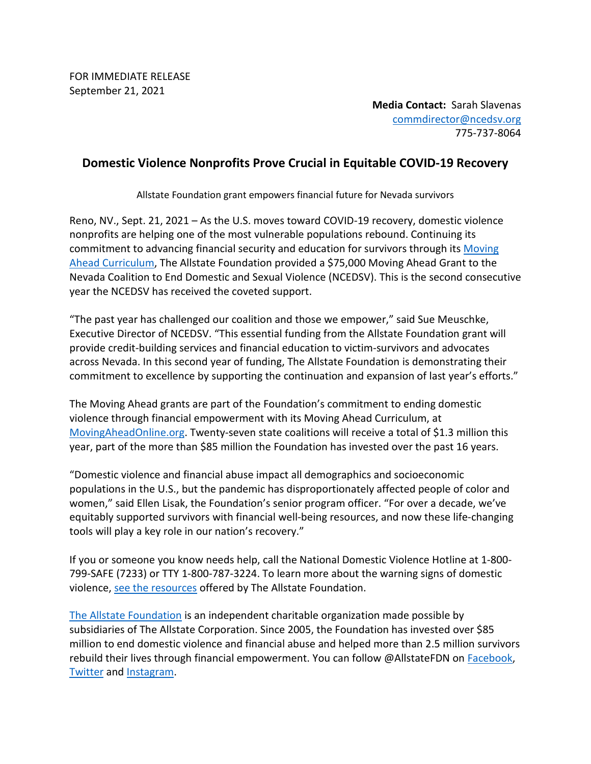FOR IMMEDIATE RELEASE
September 21, 2021

**Media Contact:** Sarah Slavenas
commdirector@ncedsv.org
775-737-8064

## Domestic Violence Nonprofits Prove Crucial in Equitable COVID-19 Recovery

Allstate Foundation grant empowers financial future for Nevada survivors

Reno, NV., Sept. 21, 2021 – As the U.S. moves toward COVID-19 recovery, domestic violence nonprofits are helping one of the most vulnerable populations rebound. Continuing its commitment to advancing financial security and education for survivors through its Moving Ahead Curriculum, The Allstate Foundation provided a $75,000 Moving Ahead Grant to the Nevada Coalition to End Domestic and Sexual Violence (NCEDSV). This is the second consecutive year the NCEDSV has received the coveted support.

"The past year has challenged our coalition and those we empower," said Sue Meuschke, Executive Director of NCEDSV. "This essential funding from the Allstate Foundation grant will provide credit-building services and financial education to victim-survivors and advocates across Nevada. In this second year of funding, The Allstate Foundation is demonstrating their commitment to excellence by supporting the continuation and expansion of last year's efforts."

The Moving Ahead grants are part of the Foundation's commitment to ending domestic violence through financial empowerment with its Moving Ahead Curriculum, at MovingAheadOnline.org. Twenty-seven state coalitions will receive a total of $1.3 million this year, part of the more than $85 million the Foundation has invested over the past 16 years.

"Domestic violence and financial abuse impact all demographics and socioeconomic populations in the U.S., but the pandemic has disproportionately affected people of color and women," said Ellen Lisak, the Foundation's senior program officer. "For over a decade, we've equitably supported survivors with financial well-being resources, and now these life-changing tools will play a key role in our nation's recovery."

If you or someone you know needs help, call the National Domestic Violence Hotline at 1-800-799-SAFE (7233) or TTY 1-800-787-3224. To learn more about the warning signs of domestic violence, see the resources offered by The Allstate Foundation.

The Allstate Foundation is an independent charitable organization made possible by subsidiaries of The Allstate Corporation. Since 2005, the Foundation has invested over $85 million to end domestic violence and financial abuse and helped more than 2.5 million survivors rebuild their lives through financial empowerment. You can follow @AllstateFDN on Facebook, Twitter and Instagram.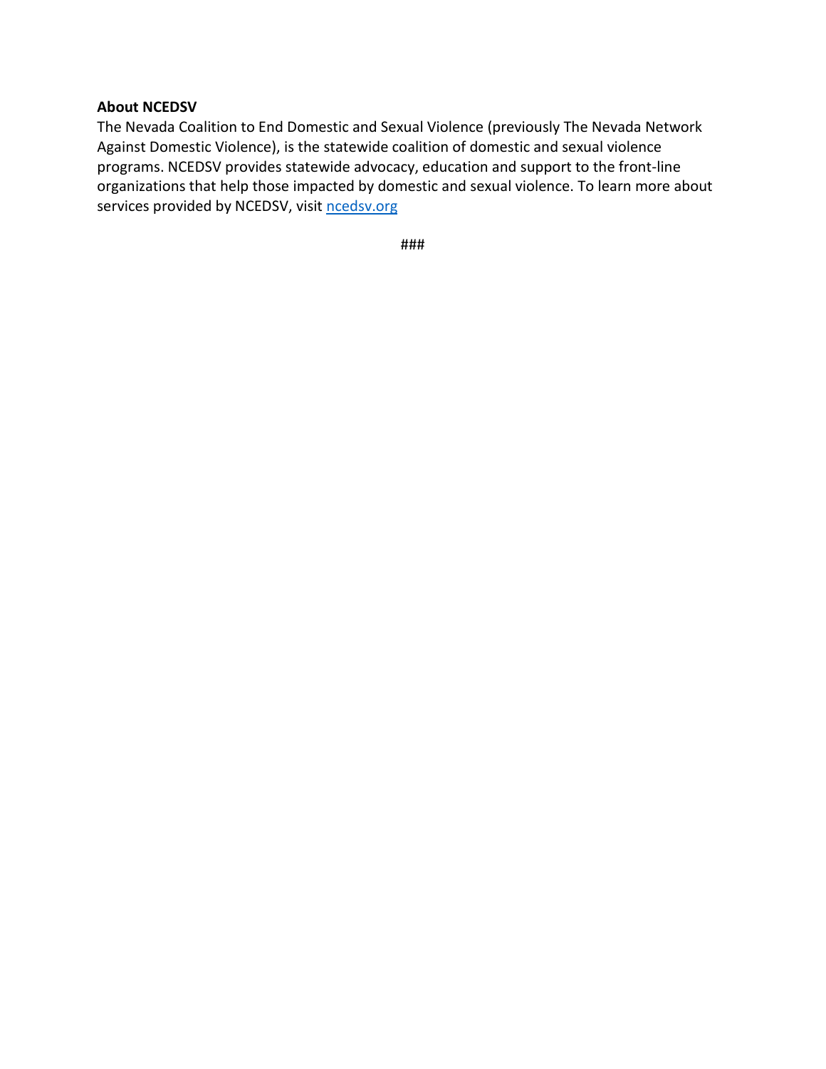**About NCEDSV**

The Nevada Coalition to End Domestic and Sexual Violence (previously The Nevada Network Against Domestic Violence), is the statewide coalition of domestic and sexual violence programs. NCEDSV provides statewide advocacy, education and support to the front-line organizations that help those impacted by domestic and sexual violence. To learn more about services provided by NCEDSV, visit [ncedsv.org](ncedsv.org)

###